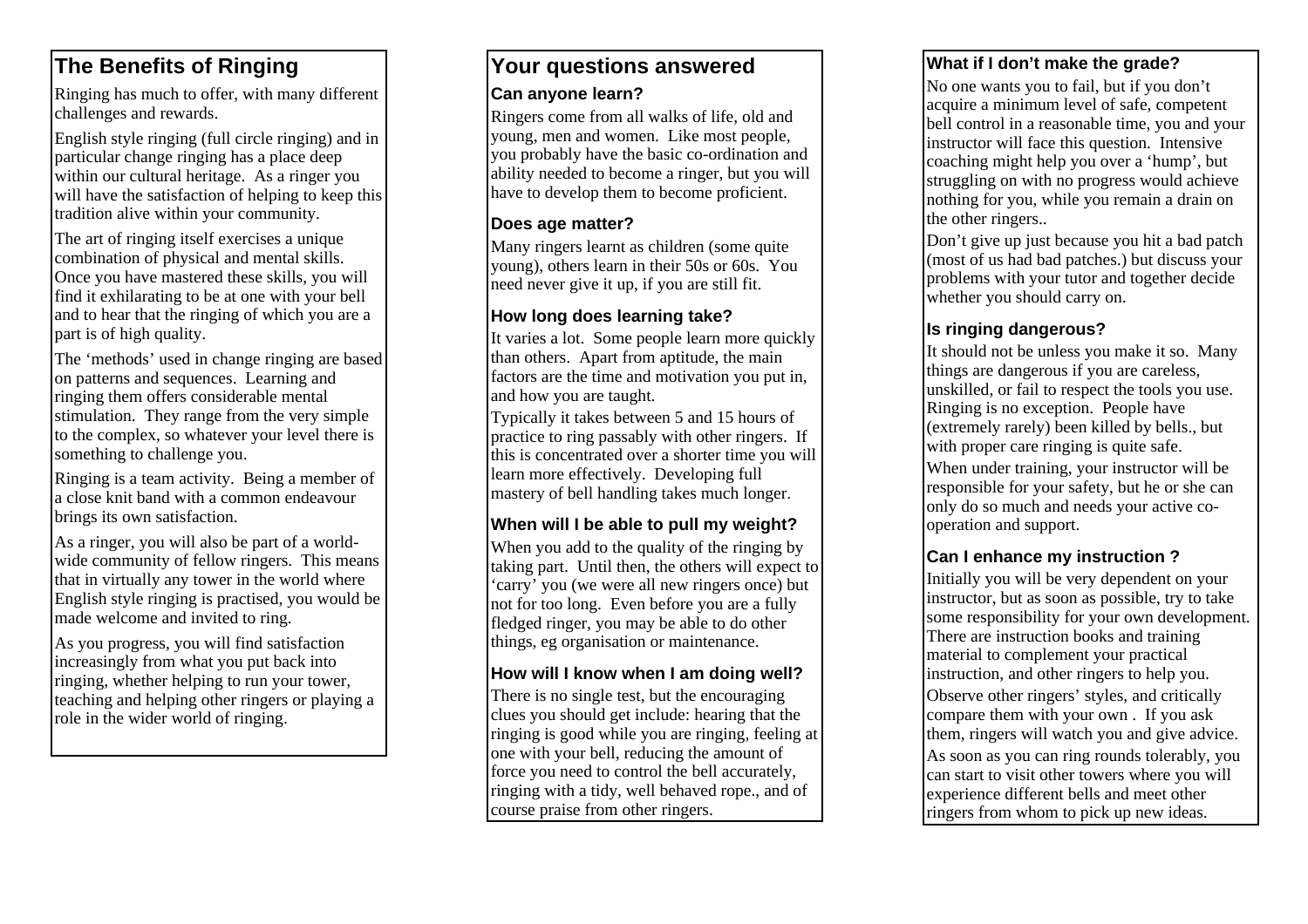## The Benefits of Ringing

Ringing has much to offer, with many different challenges and rewards.

English style ringing (full circle ringing) and in particular change ringing has a place deep within our cultural heritage. As a ringer you will have the satisfaction of helping to keep this tradition alive within your community.

The art of ringing itself exercises a unique combination of physical and mental skills. Once you have mastered these skills, you will find it exhilarating to be at one with your bell and to hear that the ringing of which you are a part is of high quality.

The 'methods' used in change ringing are based on patterns and sequences. Learning and ringing them offers considerable mental stimulation. They range from the very simple to the complex, so whatever your level there is something to challenge you.

Ringing is a team activity. Being a member of a close knit band with a common endeavour brings its own satisfaction.

As a ringer, you will also be part of a world-wide community of fellow ringers. This means that in virtually any tower in the world where English style ringing is practised, you would be made welcome and invited to ring.

As you progress, you will find satisfaction increasingly from what you put back into ringing, whether helping to run your tower, teaching and helping other ringers or playing a role in the wider world of ringing.

## Your questions answered

### Can anyone learn?

Ringers come from all walks of life, old and young, men and women. Like most people, you probably have the basic co-ordination and ability needed to become a ringer, but you will have to develop them to become proficient.

### Does age matter?

Many ringers learnt as children (some quite young), others learn in their 50s or 60s. You need never give it up, if you are still fit.

### How long does learning take?

It varies a lot. Some people learn more quickly than others. Apart from aptitude, the main factors are the time and motivation you put in, and how you are taught.

Typically it takes between 5 and 15 hours of practice to ring passably with other ringers. If this is concentrated over a shorter time you will learn more effectively. Developing full mastery of bell handling takes much longer.

### When will I be able to pull my weight?

When you add to the quality of the ringing by taking part. Until then, the others will expect to 'carry' you (we were all new ringers once) but not for too long. Even before you are a fully fledged ringer, you may be able to do other things, eg organisation or maintenance.

### How will I know when I am doing well?

There is no single test, but the encouraging clues you should get include: hearing that the ringing is good while you are ringing, feeling at one with your bell, reducing the amount of force you need to control the bell accurately, ringing with a tidy, well behaved rope., and of course praise from other ringers.

### What if I don't make the grade?

No one wants you to fail, but if you don't acquire a minimum level of safe, competent bell control in a reasonable time, you and your instructor will face this question. Intensive coaching might help you over a 'hump', but struggling on with no progress would achieve nothing for you, while you remain a drain on the other ringers..

Don't give up just because you hit a bad patch (most of us had bad patches.) but discuss your problems with your tutor and together decide whether you should carry on.

### Is ringing dangerous?

It should not be unless you make it so. Many things are dangerous if you are careless, unskilled, or fail to respect the tools you use. Ringing is no exception. People have (extremely rarely) been killed by bells., but with proper care ringing is quite safe.

When under training, your instructor will be responsible for your safety, but he or she can only do so much and needs your active co-operation and support.

### Can I enhance my instruction ?

Initially you will be very dependent on your instructor, but as soon as possible, try to take some responsibility for your own development. There are instruction books and training material to complement your practical instruction, and other ringers to help you.

Observe other ringers' styles, and critically compare them with your own . If you ask them, ringers will watch you and give advice.

As soon as you can ring rounds tolerably, you can start to visit other towers where you will experience different bells and meet other ringers from whom to pick up new ideas.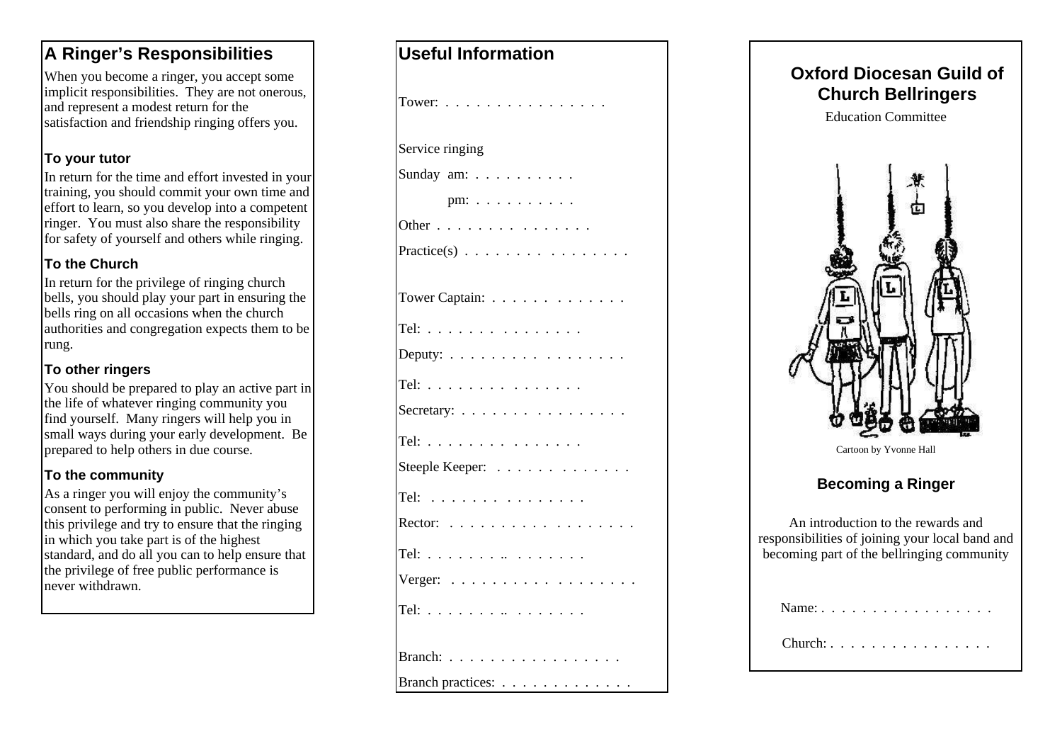## A Ringer's Responsibilities

When you become a ringer, you accept some implicit responsibilities. They are not onerous, and represent a modest return for the satisfaction and friendship ringing offers you.

### To your tutor

In return for the time and effort invested in your training, you should commit your own time and effort to learn, so you develop into a competent ringer. You must also share the responsibility for safety of yourself and others while ringing.

### To the Church

In return for the privilege of ringing church bells, you should play your part in ensuring the bells ring on all occasions when the church authorities and congregation expects them to be rung.

### To other ringers

You should be prepared to play an active part in the life of whatever ringing community you find yourself. Many ringers will help you in small ways during your early development. Be prepared to help others in due course.

### To the community

As a ringer you will enjoy the community's consent to performing in public. Never abuse this privilege and try to ensure that the ringing in which you take part is of the highest standard, and do all you can to help ensure that the privilege of free public performance is never withdrawn.

## Useful Information

Tower: . . . . . . . . . . . . . . . .

Service ringing

Sunday am: . . . . . . . . . .

pm: . . . . . . . . . .

Other . . . . . . . . . . . . . . . .

Practice(s) . . . . . . . . . . . . . . . .

Tower Captain: . . . . . . . . . . . . .

Tel: . . . . . . . . . . . . . . . .

Deputy: . . . . . . . . . . . . . . . . .

Tel: . . . . . . . . . . . . . . . .

Secretary: . . . . . . . . . . . . . . . .

Tel: . . . . . . . . . . . . . . . .

Steeple Keeper: . . . . . . . . . . . . .

Tel: . . . . . . . . . . . . . . . .

Rector: . . . . . . . . . . . . . . . . . .

Tel: . . . . . . . .. . . . . . . .

Verger: . . . . . . . . . . . . . . . . . .

Tel: . . . . . . . .. . . . . . . .

Branch: . . . . . . . . . . . . . . . . .

Branch practices: . . . . . . . . . . . . .

# Oxford Diocesan Guild of Church Bellringers

Education Committee

Cartoon by Yvonne Hall

## Becoming a Ringer

An introduction to the rewards and responsibilities of joining your local band and becoming part of the bellringing community

Name: . . . . . . . . . . . . . . . . .

Church: . . . . . . . . . . . . . . . .